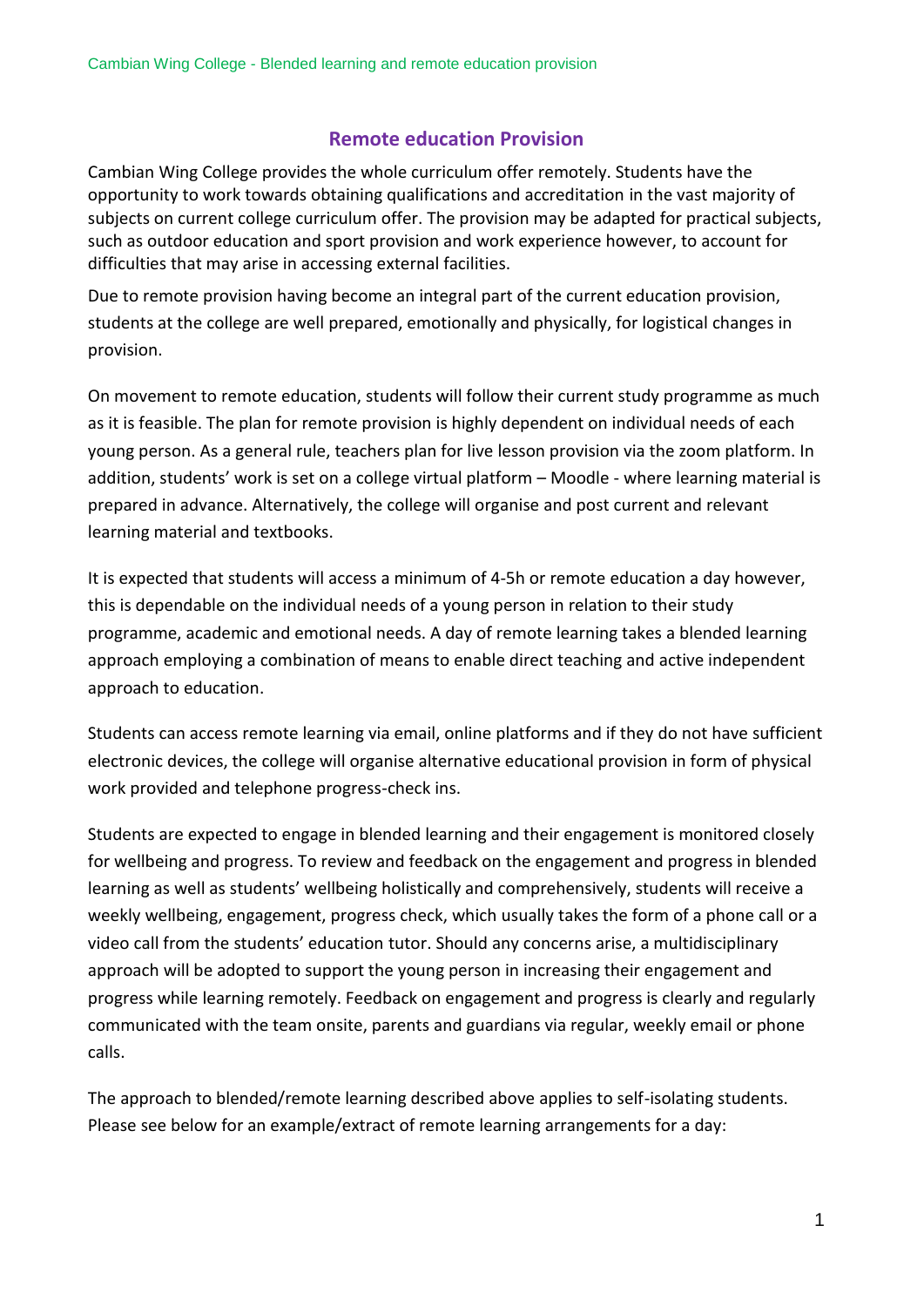## Remote education Provision

Cambian Wing College provides the whole curriculum offer remotely. Students have the opportunity to work towards obtaining qualifications and accreditation in the vast majority of subjects on current college curriculum offer. The provision may be adapted for practical subjects, such as outdoor education and sport provision and work experience however, to account for difficulties that may arise in accessing external facilities.

Due to remote provision having become an integral part of the current education provision, students at the college are well prepared, emotionally and physically, for logistical changes in provision.

On movement to remote education, students will follow their current study programme as much as it is feasible. The plan for remote provision is highly dependent on individual needs of each young person. As a general rule, teachers plan for live lesson provision via the zoom platform. In addition, students' work is set on a college virtual platform – Moodle - where learning material is prepared in advance. Alternatively, the college will organise and post current and relevant learning material and textbooks.

It is expected that students will access a minimum of 4-5h or remote education a day however, this is dependable on the individual needs of a young person in relation to their study programme, academic and emotional needs. A day of remote learning takes a blended learning approach employing a combination of means to enable direct teaching and active independent approach to education.

Students can access remote learning via email, online platforms and if they do not have sufficient electronic devices, the college will organise alternative educational provision in form of physical work provided and telephone progress-check ins.

Students are expected to engage in blended learning and their engagement is monitored closely for wellbeing and progress. To review and feedback on the engagement and progress in blended learning as well as students' wellbeing holistically and comprehensively, students will receive a weekly wellbeing, engagement, progress check, which usually takes the form of a phone call or a video call from the students' education tutor. Should any concerns arise, a multidisciplinary approach will be adopted to support the young person in increasing their engagement and progress while learning remotely. Feedback on engagement and progress is clearly and regularly communicated with the team onsite, parents and guardians via regular, weekly email or phone calls.

The approach to blended/remote learning described above applies to self-isolating students. Please see below for an example/extract of remote learning arrangements for a day: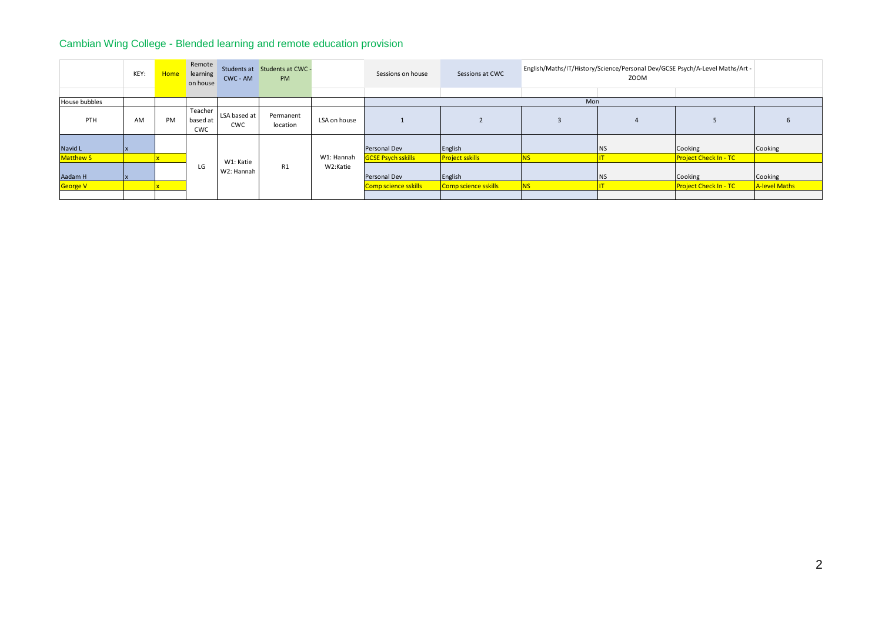## Cambian Wing College - Blended learning and remote education provision

| | KEY: | Home | Remote learning on house | Students at CWC - AM | Students at CWC - PM | | Sessions on house | Sessions at CWC | English/Maths/IT/History/Science/Personal Dev/GCSE Psych/A-Level Maths/Art - ZOOM | | | |
|---|---|---|---|---|---|---|---|---|---|---|---|---|
| House bubbles | | | | | | | Mon | | | | | |
| PTH | AM | PM | Teacher based at CWC | LSA based at CWC | Permanent location | LSA on house | 1 | 2 | 3 | 4 | 5 | 6 |
| Navid L | x | | LG | W1: Katie W2: Hannah | R1 | W1: Hannah W2:Katie | Personal Dev | English | | NS | Cooking | Cooking |
| Matthew S | | x | | | | | GCSE Psych sskills | Project sskills | NS | IT | Project Check In - TC | |
| Aadam H | x | | | | | | Personal Dev | English | | NS | Cooking | Cooking |
| George V | | x | | | | | Comp science sskills | Comp science sskills | NS | IT | Project Check In - TC | A-level Maths |